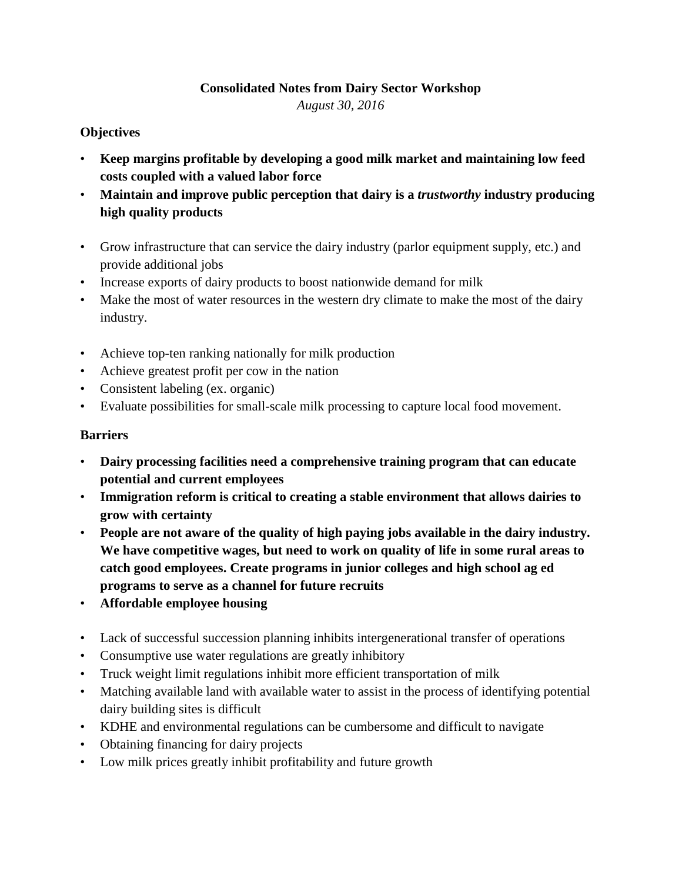**Consolidated Notes from Dairy Sector Workshop**

*August 30, 2016*

**Objectives**

- **Keep margins profitable by developing a good milk market and maintaining low feed costs coupled with a valued labor force**
- **Maintain and improve public perception that dairy is a *trustworthy* industry producing high quality products**

- Grow infrastructure that can service the dairy industry (parlor equipment supply, etc.) and provide additional jobs
- Increase exports of dairy products to boost nationwide demand for milk
- Make the most of water resources in the western dry climate to make the most of the dairy industry.

- Achieve top-ten ranking nationally for milk production
- Achieve greatest profit per cow in the nation
- Consistent labeling (ex. organic)
- Evaluate possibilities for small-scale milk processing to capture local food movement.

**Barriers**

- **Dairy processing facilities need a comprehensive training program that can educate potential and current employees**
- **Immigration reform is critical to creating a stable environment that allows dairies to grow with certainty**
- **People are not aware of the quality of high paying jobs available in the dairy industry. We have competitive wages, but need to work on quality of life in some rural areas to catch good employees. Create programs in junior colleges and high school ag ed programs to serve as a channel for future recruits**
- **Affordable employee housing**

- Lack of successful succession planning inhibits intergenerational transfer of operations
- Consumptive use water regulations are greatly inhibitory
- Truck weight limit regulations inhibit more efficient transportation of milk
- Matching available land with available water to assist in the process of identifying potential dairy building sites is difficult
- KDHE and environmental regulations can be cumbersome and difficult to navigate
- Obtaining financing for dairy projects
- Low milk prices greatly inhibit profitability and future growth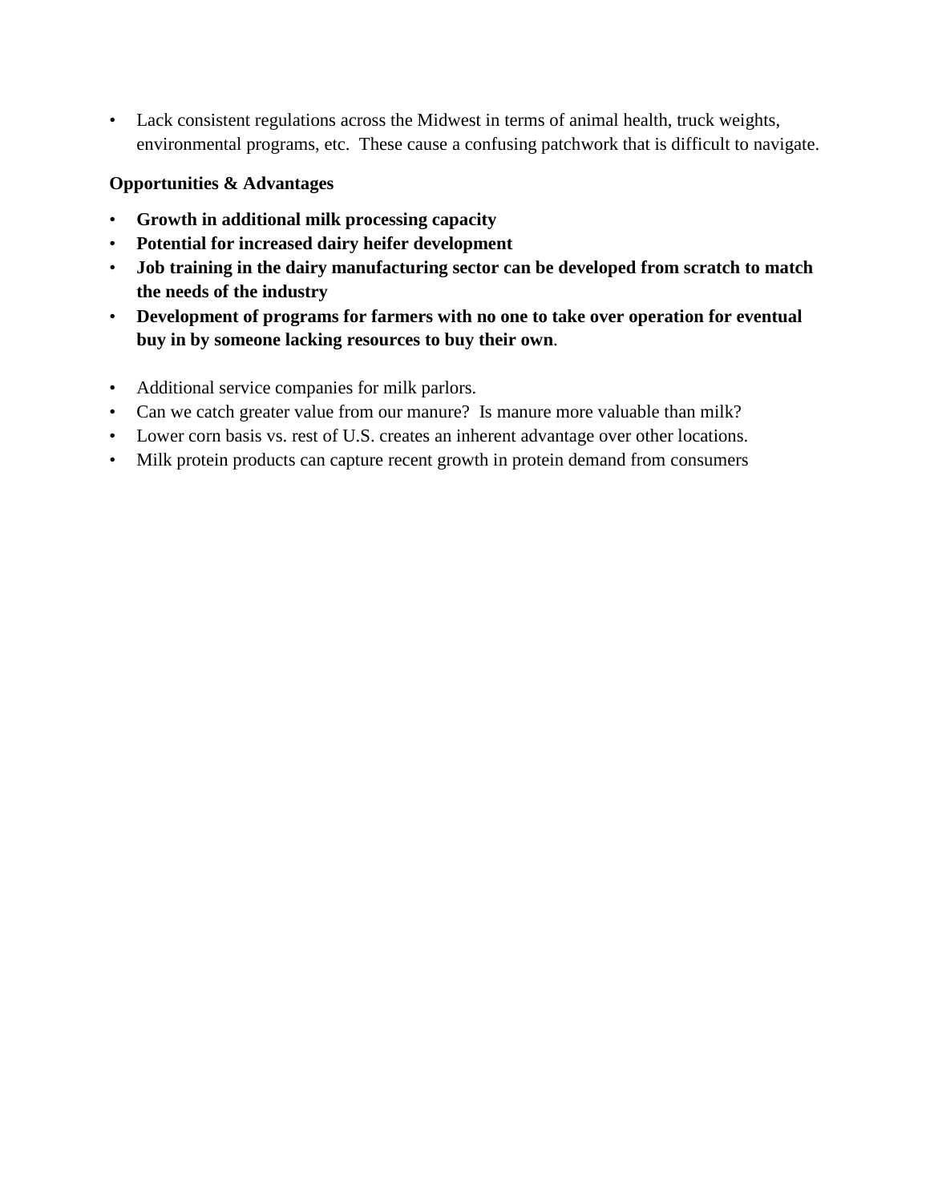- Lack consistent regulations across the Midwest in terms of animal health, truck weights, environmental programs, etc.  These cause a confusing patchwork that is difficult to navigate.

**Opportunities & Advantages**

- **Growth in additional milk processing capacity**
- **Potential for increased dairy heifer development**
- **Job training in the dairy manufacturing sector can be developed from scratch to match the needs of the industry**
- **Development of programs for farmers with no one to take over operation for eventual buy in by someone lacking resources to buy their own**.

- Additional service companies for milk parlors.
- Can we catch greater value from our manure?  Is manure more valuable than milk?
- Lower corn basis vs. rest of U.S. creates an inherent advantage over other locations.
- Milk protein products can capture recent growth in protein demand from consumers